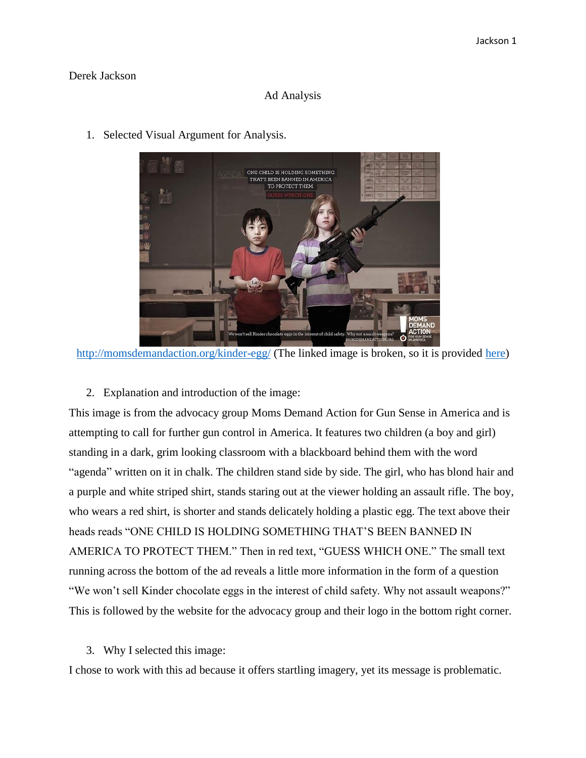Derek Jackson

Ad Analysis

1. Selected Visual Argument for Analysis.

http://momsdemandaction.org/kinder-egg/ (The linked image is broken, so it is provided here)

2. Explanation and introduction of the image:

This image is from the advocacy group Moms Demand Action for Gun Sense in America and is attempting to call for further gun control in America. It features two children (a boy and girl) standing in a dark, grim looking classroom with a blackboard behind them with the word "agenda" written on it in chalk. The children stand side by side. The girl, who has blond hair and a purple and white striped shirt, stands staring out at the viewer holding an assault rifle. The boy, who wears a red shirt, is shorter and stands delicately holding a plastic egg. The text above their heads reads "ONE CHILD IS HOLDING SOMETHING THAT'S BEEN BANNED IN AMERICA TO PROTECT THEM." Then in red text, "GUESS WHICH ONE." The small text running across the bottom of the ad reveals a little more information in the form of a question "We won't sell Kinder chocolate eggs in the interest of child safety. Why not assault weapons?" This is followed by the website for the advocacy group and their logo in the bottom right corner.

3. Why I selected this image:

I chose to work with this ad because it offers startling imagery, yet its message is problematic.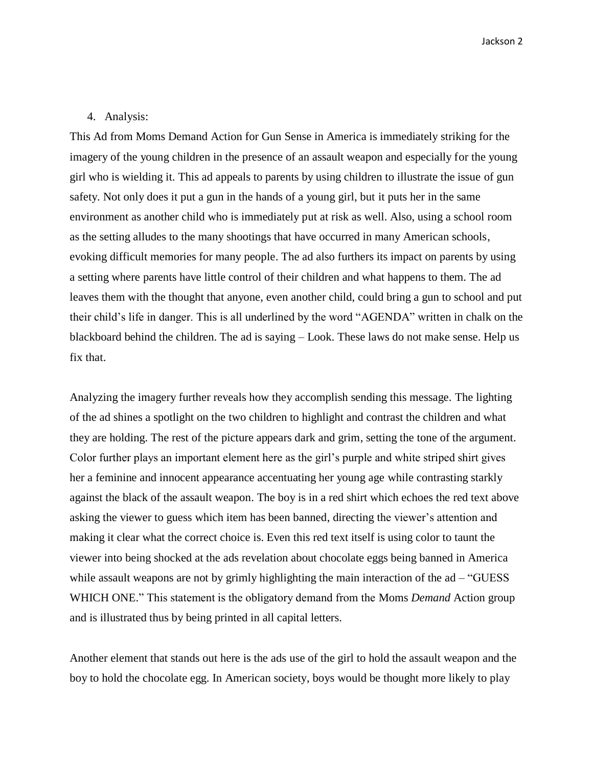4. Analysis:

This Ad from Moms Demand Action for Gun Sense in America is immediately striking for the imagery of the young children in the presence of an assault weapon and especially for the young girl who is wielding it. This ad appeals to parents by using children to illustrate the issue of gun safety. Not only does it put a gun in the hands of a young girl, but it puts her in the same environment as another child who is immediately put at risk as well. Also, using a school room as the setting alludes to the many shootings that have occurred in many American schools, evoking difficult memories for many people. The ad also furthers its impact on parents by using a setting where parents have little control of their children and what happens to them. The ad leaves them with the thought that anyone, even another child, could bring a gun to school and put their child's life in danger. This is all underlined by the word "AGENDA" written in chalk on the blackboard behind the children. The ad is saying – Look. These laws do not make sense. Help us fix that.

Analyzing the imagery further reveals how they accomplish sending this message. The lighting of the ad shines a spotlight on the two children to highlight and contrast the children and what they are holding. The rest of the picture appears dark and grim, setting the tone of the argument. Color further plays an important element here as the girl's purple and white striped shirt gives her a feminine and innocent appearance accentuating her young age while contrasting starkly against the black of the assault weapon. The boy is in a red shirt which echoes the red text above asking the viewer to guess which item has been banned, directing the viewer's attention and making it clear what the correct choice is. Even this red text itself is using color to taunt the viewer into being shocked at the ads revelation about chocolate eggs being banned in America while assault weapons are not by grimly highlighting the main interaction of the ad – "GUESS WHICH ONE." This statement is the obligatory demand from the Moms *Demand* Action group and is illustrated thus by being printed in all capital letters.

Another element that stands out here is the ads use of the girl to hold the assault weapon and the boy to hold the chocolate egg. In American society, boys would be thought more likely to play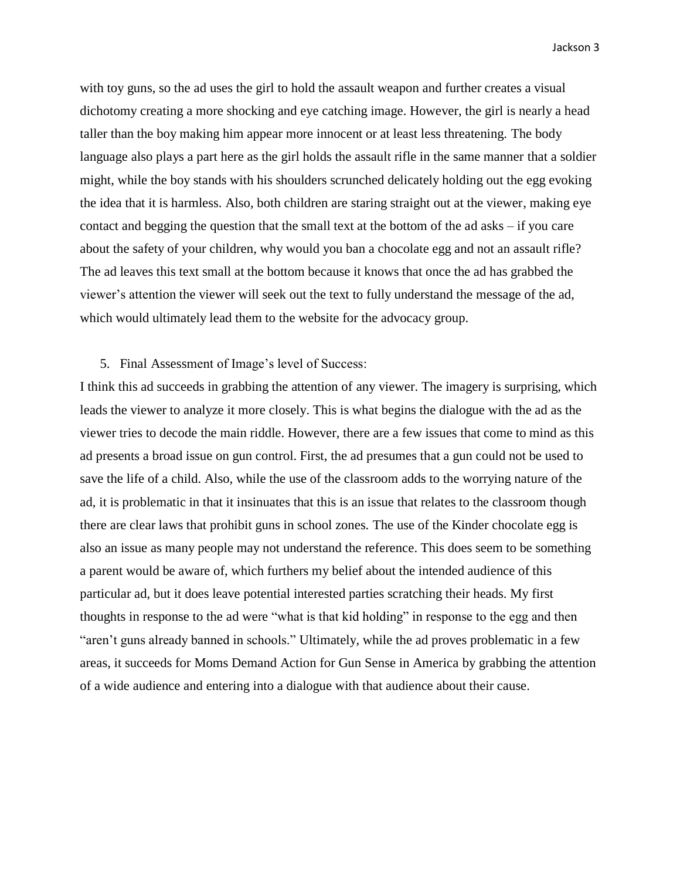with toy guns, so the ad uses the girl to hold the assault weapon and further creates a visual dichotomy creating a more shocking and eye catching image. However, the girl is nearly a head taller than the boy making him appear more innocent or at least less threatening. The body language also plays a part here as the girl holds the assault rifle in the same manner that a soldier might, while the boy stands with his shoulders scrunched delicately holding out the egg evoking the idea that it is harmless. Also, both children are staring straight out at the viewer, making eye contact and begging the question that the small text at the bottom of the ad asks – if you care about the safety of your children, why would you ban a chocolate egg and not an assault rifle? The ad leaves this text small at the bottom because it knows that once the ad has grabbed the viewer's attention the viewer will seek out the text to fully understand the message of the ad, which would ultimately lead them to the website for the advocacy group.

5. Final Assessment of Image's level of Success:

I think this ad succeeds in grabbing the attention of any viewer. The imagery is surprising, which leads the viewer to analyze it more closely. This is what begins the dialogue with the ad as the viewer tries to decode the main riddle. However, there are a few issues that come to mind as this ad presents a broad issue on gun control. First, the ad presumes that a gun could not be used to save the life of a child. Also, while the use of the classroom adds to the worrying nature of the ad, it is problematic in that it insinuates that this is an issue that relates to the classroom though there are clear laws that prohibit guns in school zones. The use of the Kinder chocolate egg is also an issue as many people may not understand the reference. This does seem to be something a parent would be aware of, which furthers my belief about the intended audience of this particular ad, but it does leave potential interested parties scratching their heads. My first thoughts in response to the ad were "what is that kid holding" in response to the egg and then "aren't guns already banned in schools." Ultimately, while the ad proves problematic in a few areas, it succeeds for Moms Demand Action for Gun Sense in America by grabbing the attention of a wide audience and entering into a dialogue with that audience about their cause.